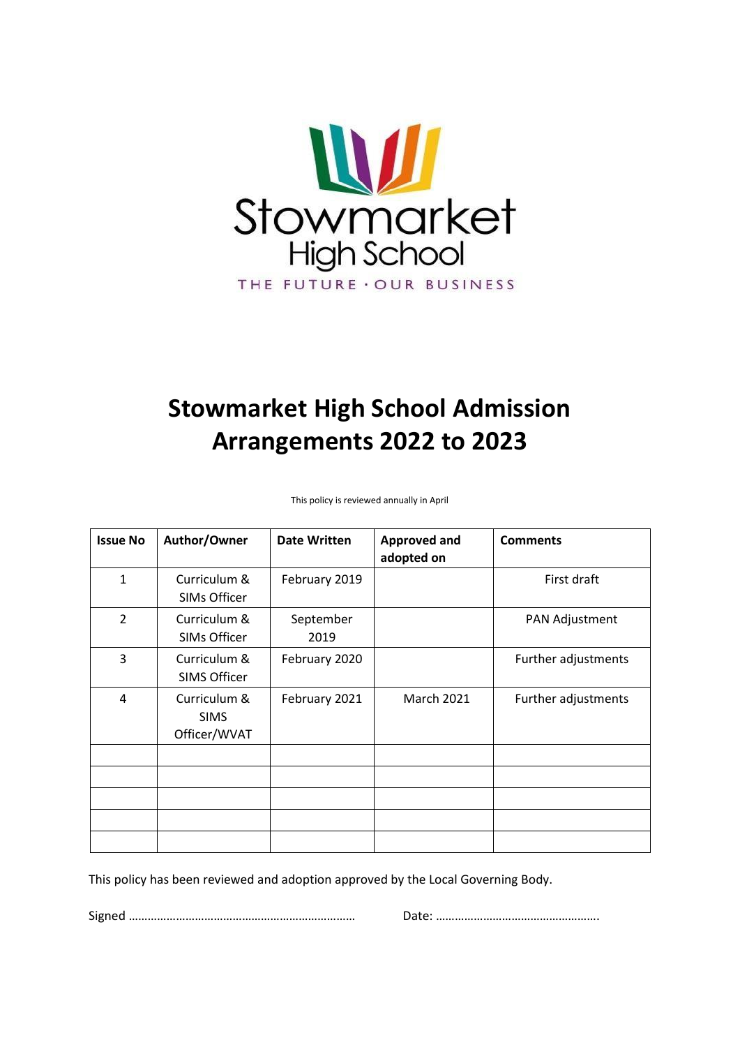Stowmarket
High School
THE FUTURE · OUR BUSINESS

# Stowmarket High School Admission Arrangements 2022 to 2023

This policy is reviewed annually in April

| Issue No | Author/Owner | Date Written | Approved and adopted on | Comments |
|---|---|---|---|---|
| 1 | Curriculum & SIMs Officer | February 2019 | | First draft |
| 2 | Curriculum & SIMs Officer | September 2019 | | PAN Adjustment |
| 3 | Curriculum & SIMS Officer | February 2020 | | Further adjustments |
| 4 | Curriculum & SIMS Officer/WVAT | February 2021 | March 2021 | Further adjustments |
| | | | | |
| | | | | |
| | | | | |
| | | | | |
| | | | | |

This policy has been reviewed and adoption approved by the Local Governing Body.

Signed ……………………………………………………………… Date: …………………………………………….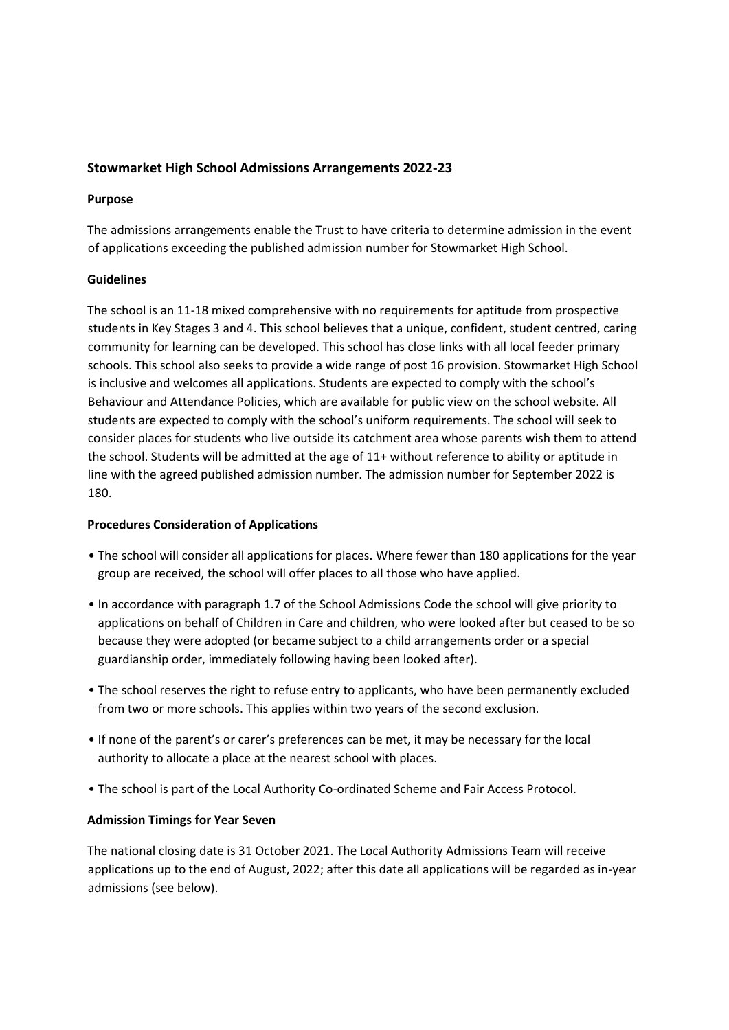## Stowmarket High School Admissions Arrangements 2022-23

### Purpose

The admissions arrangements enable the Trust to have criteria to determine admission in the event of applications exceeding the published admission number for Stowmarket High School.

### Guidelines

The school is an 11-18 mixed comprehensive with no requirements for aptitude from prospective students in Key Stages 3 and 4. This school believes that a unique, confident, student centred, caring community for learning can be developed. This school has close links with all local feeder primary schools. This school also seeks to provide a wide range of post 16 provision. Stowmarket High School is inclusive and welcomes all applications. Students are expected to comply with the school's Behaviour and Attendance Policies, which are available for public view on the school website. All students are expected to comply with the school's uniform requirements. The school will seek to consider places for students who live outside its catchment area whose parents wish them to attend the school. Students will be admitted at the age of 11+ without reference to ability or aptitude in line with the agreed published admission number. The admission number for September 2022 is 180.

### Procedures Consideration of Applications

- The school will consider all applications for places. Where fewer than 180 applications for the year group are received, the school will offer places to all those who have applied.
- In accordance with paragraph 1.7 of the School Admissions Code the school will give priority to applications on behalf of Children in Care and children, who were looked after but ceased to be so because they were adopted (or became subject to a child arrangements order or a special guardianship order, immediately following having been looked after).
- The school reserves the right to refuse entry to applicants, who have been permanently excluded from two or more schools. This applies within two years of the second exclusion.
- If none of the parent's or carer's preferences can be met, it may be necessary for the local authority to allocate a place at the nearest school with places.
- The school is part of the Local Authority Co-ordinated Scheme and Fair Access Protocol.

### Admission Timings for Year Seven

The national closing date is 31 October 2021. The Local Authority Admissions Team will receive applications up to the end of August, 2022; after this date all applications will be regarded as in-year admissions (see below).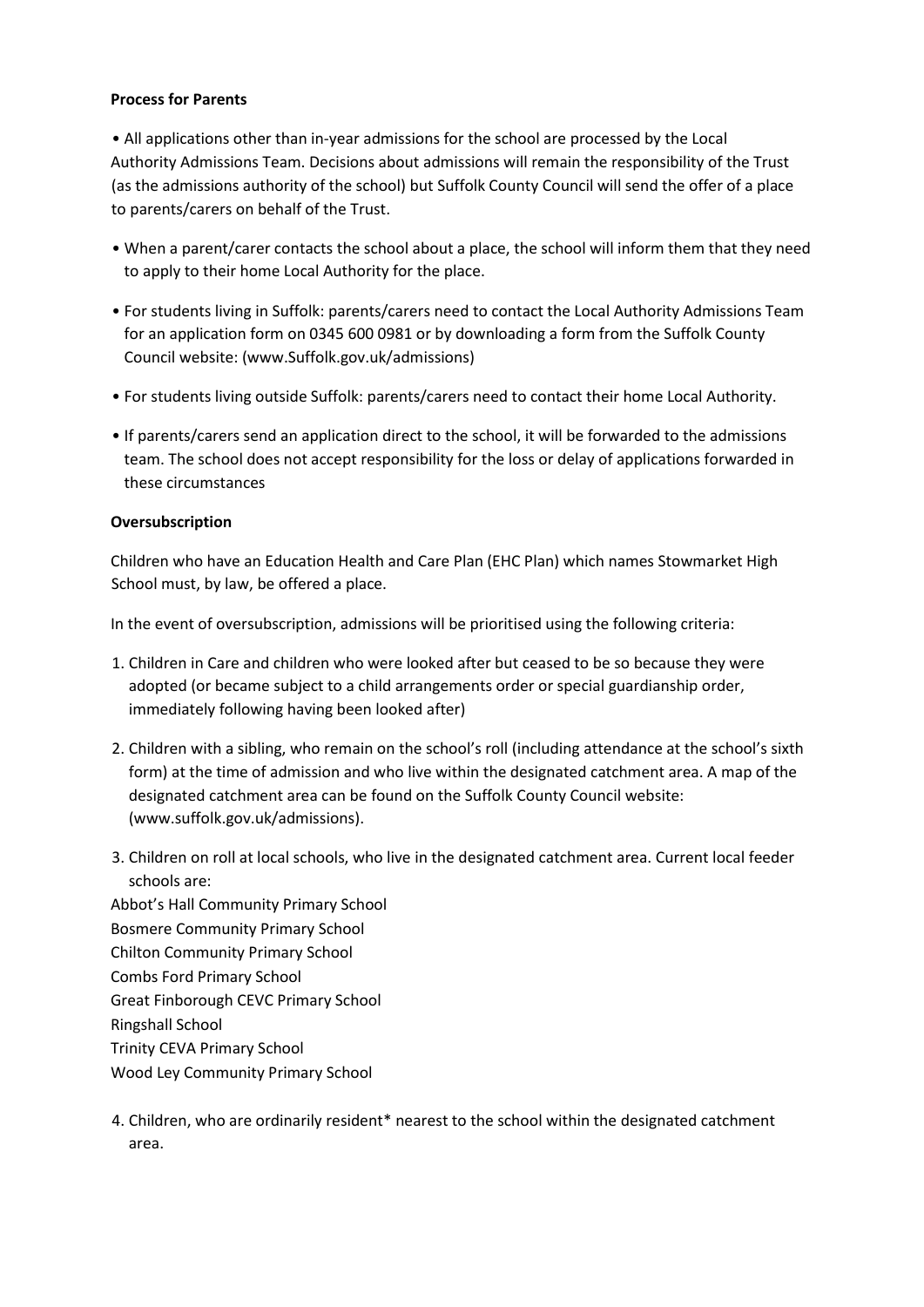**Process for Parents**

- All applications other than in-year admissions for the school are processed by the Local Authority Admissions Team. Decisions about admissions will remain the responsibility of the Trust (as the admissions authority of the school) but Suffolk County Council will send the offer of a place to parents/carers on behalf of the Trust.
- When a parent/carer contacts the school about a place, the school will inform them that they need to apply to their home Local Authority for the place.
- For students living in Suffolk: parents/carers need to contact the Local Authority Admissions Team for an application form on 0345 600 0981 or by downloading a form from the Suffolk County Council website: (www.Suffolk.gov.uk/admissions)
- For students living outside Suffolk: parents/carers need to contact their home Local Authority.
- If parents/carers send an application direct to the school, it will be forwarded to the admissions team. The school does not accept responsibility for the loss or delay of applications forwarded in these circumstances

**Oversubscription**

Children who have an Education Health and Care Plan (EHC Plan) which names Stowmarket High School must, by law, be offered a place.

In the event of oversubscription, admissions will be prioritised using the following criteria:

1. Children in Care and children who were looked after but ceased to be so because they were adopted (or became subject to a child arrangements order or special guardianship order, immediately following having been looked after)
2. Children with a sibling, who remain on the school's roll (including attendance at the school's sixth form) at the time of admission and who live within the designated catchment area. A map of the designated catchment area can be found on the Suffolk County Council website: (www.suffolk.gov.uk/admissions).
3. Children on roll at local schools, who live in the designated catchment area. Current local feeder schools are:

Abbot's Hall Community Primary School
Bosmere Community Primary School
Chilton Community Primary School
Combs Ford Primary School
Great Finborough CEVC Primary School
Ringshall School
Trinity CEVA Primary School
Wood Ley Community Primary School

4. Children, who are ordinarily resident* nearest to the school within the designated catchment area.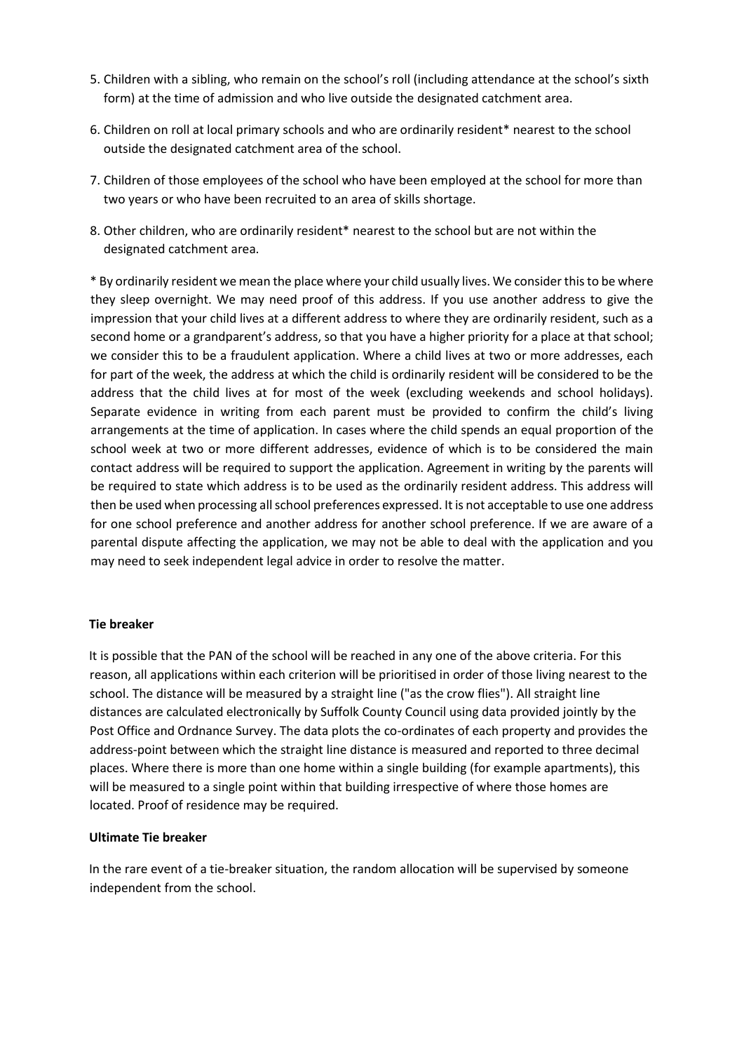5. Children with a sibling, who remain on the school's roll (including attendance at the school's sixth form) at the time of admission and who live outside the designated catchment area.
6. Children on roll at local primary schools and who are ordinarily resident* nearest to the school outside the designated catchment area of the school.
7. Children of those employees of the school who have been employed at the school for more than two years or who have been recruited to an area of skills shortage.
8. Other children, who are ordinarily resident* nearest to the school but are not within the designated catchment area.

* By ordinarily resident we mean the place where your child usually lives. We consider this to be where they sleep overnight. We may need proof of this address. If you use another address to give the impression that your child lives at a different address to where they are ordinarily resident, such as a second home or a grandparent's address, so that you have a higher priority for a place at that school; we consider this to be a fraudulent application. Where a child lives at two or more addresses, each for part of the week, the address at which the child is ordinarily resident will be considered to be the address that the child lives at for most of the week (excluding weekends and school holidays). Separate evidence in writing from each parent must be provided to confirm the child's living arrangements at the time of application. In cases where the child spends an equal proportion of the school week at two or more different addresses, evidence of which is to be considered the main contact address will be required to support the application. Agreement in writing by the parents will be required to state which address is to be used as the ordinarily resident address. This address will then be used when processing all school preferences expressed. It is not acceptable to use one address for one school preference and another address for another school preference. If we are aware of a parental dispute affecting the application, we may not be able to deal with the application and you may need to seek independent legal advice in order to resolve the matter.

**Tie breaker**

It is possible that the PAN of the school will be reached in any one of the above criteria. For this reason, all applications within each criterion will be prioritised in order of those living nearest to the school. The distance will be measured by a straight line ("as the crow flies"). All straight line distances are calculated electronically by Suffolk County Council using data provided jointly by the Post Office and Ordnance Survey. The data plots the co-ordinates of each property and provides the address-point between which the straight line distance is measured and reported to three decimal places. Where there is more than one home within a single building (for example apartments), this will be measured to a single point within that building irrespective of where those homes are located. Proof of residence may be required.

**Ultimate Tie breaker**

In the rare event of a tie-breaker situation, the random allocation will be supervised by someone independent from the school.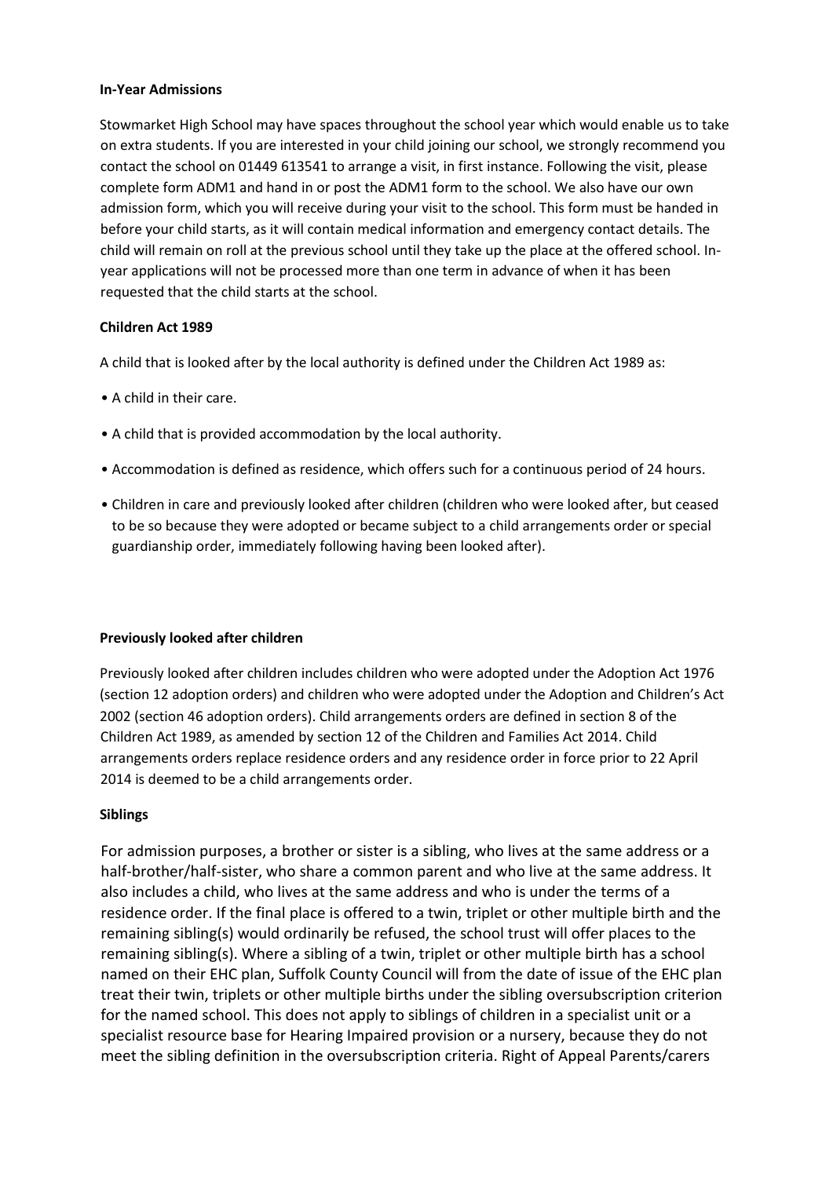**In-Year Admissions**

Stowmarket High School may have spaces throughout the school year which would enable us to take on extra students. If you are interested in your child joining our school, we strongly recommend you contact the school on 01449 613541 to arrange a visit, in first instance. Following the visit, please complete form ADM1 and hand in or post the ADM1 form to the school. We also have our own admission form, which you will receive during your visit to the school. This form must be handed in before your child starts, as it will contain medical information and emergency contact details. The child will remain on roll at the previous school until they take up the place at the offered school. In-year applications will not be processed more than one term in advance of when it has been requested that the child starts at the school.

**Children Act 1989**

A child that is looked after by the local authority is defined under the Children Act 1989 as:

- A child in their care.
- A child that is provided accommodation by the local authority.
- Accommodation is defined as residence, which offers such for a continuous period of 24 hours.
- Children in care and previously looked after children (children who were looked after, but ceased to be so because they were adopted or became subject to a child arrangements order or special guardianship order, immediately following having been looked after).

**Previously looked after children**

Previously looked after children includes children who were adopted under the Adoption Act 1976 (section 12 adoption orders) and children who were adopted under the Adoption and Children's Act 2002 (section 46 adoption orders). Child arrangements orders are defined in section 8 of the Children Act 1989, as amended by section 12 of the Children and Families Act 2014. Child arrangements orders replace residence orders and any residence order in force prior to 22 April 2014 is deemed to be a child arrangements order.

**Siblings**

For admission purposes, a brother or sister is a sibling, who lives at the same address or a half-brother/half-sister, who share a common parent and who live at the same address. It also includes a child, who lives at the same address and who is under the terms of a residence order. If the final place is offered to a twin, triplet or other multiple birth and the remaining sibling(s) would ordinarily be refused, the school trust will offer places to the remaining sibling(s). Where a sibling of a twin, triplet or other multiple birth has a school named on their EHC plan, Suffolk County Council will from the date of issue of the EHC plan treat their twin, triplets or other multiple births under the sibling oversubscription criterion for the named school. This does not apply to siblings of children in a specialist unit or a specialist resource base for Hearing Impaired provision or a nursery, because they do not meet the sibling definition in the oversubscription criteria. Right of Appeal Parents/carers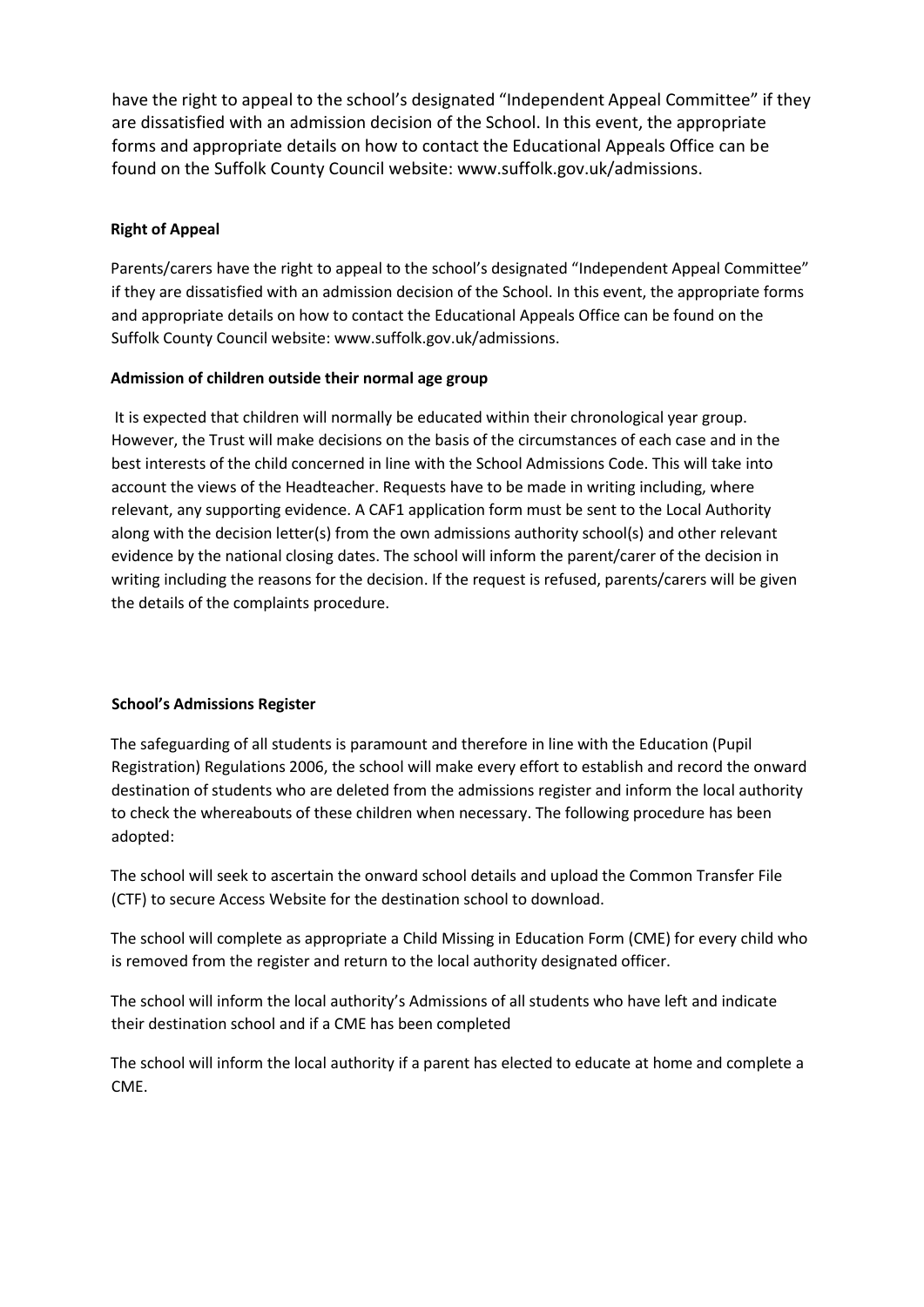have the right to appeal to the school's designated "Independent Appeal Committee" if they are dissatisfied with an admission decision of the School. In this event, the appropriate forms and appropriate details on how to contact the Educational Appeals Office can be found on the Suffolk County Council website: www.suffolk.gov.uk/admissions.

**Right of Appeal**

Parents/carers have the right to appeal to the school's designated "Independent Appeal Committee" if they are dissatisfied with an admission decision of the School. In this event, the appropriate forms and appropriate details on how to contact the Educational Appeals Office can be found on the Suffolk County Council website: www.suffolk.gov.uk/admissions.

**Admission of children outside their normal age group**

It is expected that children will normally be educated within their chronological year group. However, the Trust will make decisions on the basis of the circumstances of each case and in the best interests of the child concerned in line with the School Admissions Code. This will take into account the views of the Headteacher. Requests have to be made in writing including, where relevant, any supporting evidence. A CAF1 application form must be sent to the Local Authority along with the decision letter(s) from the own admissions authority school(s) and other relevant evidence by the national closing dates. The school will inform the parent/carer of the decision in writing including the reasons for the decision. If the request is refused, parents/carers will be given the details of the complaints procedure.

**School's Admissions Register**

The safeguarding of all students is paramount and therefore in line with the Education (Pupil Registration) Regulations 2006, the school will make every effort to establish and record the onward destination of students who are deleted from the admissions register and inform the local authority to check the whereabouts of these children when necessary. The following procedure has been adopted:

The school will seek to ascertain the onward school details and upload the Common Transfer File (CTF) to secure Access Website for the destination school to download.

The school will complete as appropriate a Child Missing in Education Form (CME) for every child who is removed from the register and return to the local authority designated officer.

The school will inform the local authority's Admissions of all students who have left and indicate their destination school and if a CME has been completed

The school will inform the local authority if a parent has elected to educate at home and complete a CME.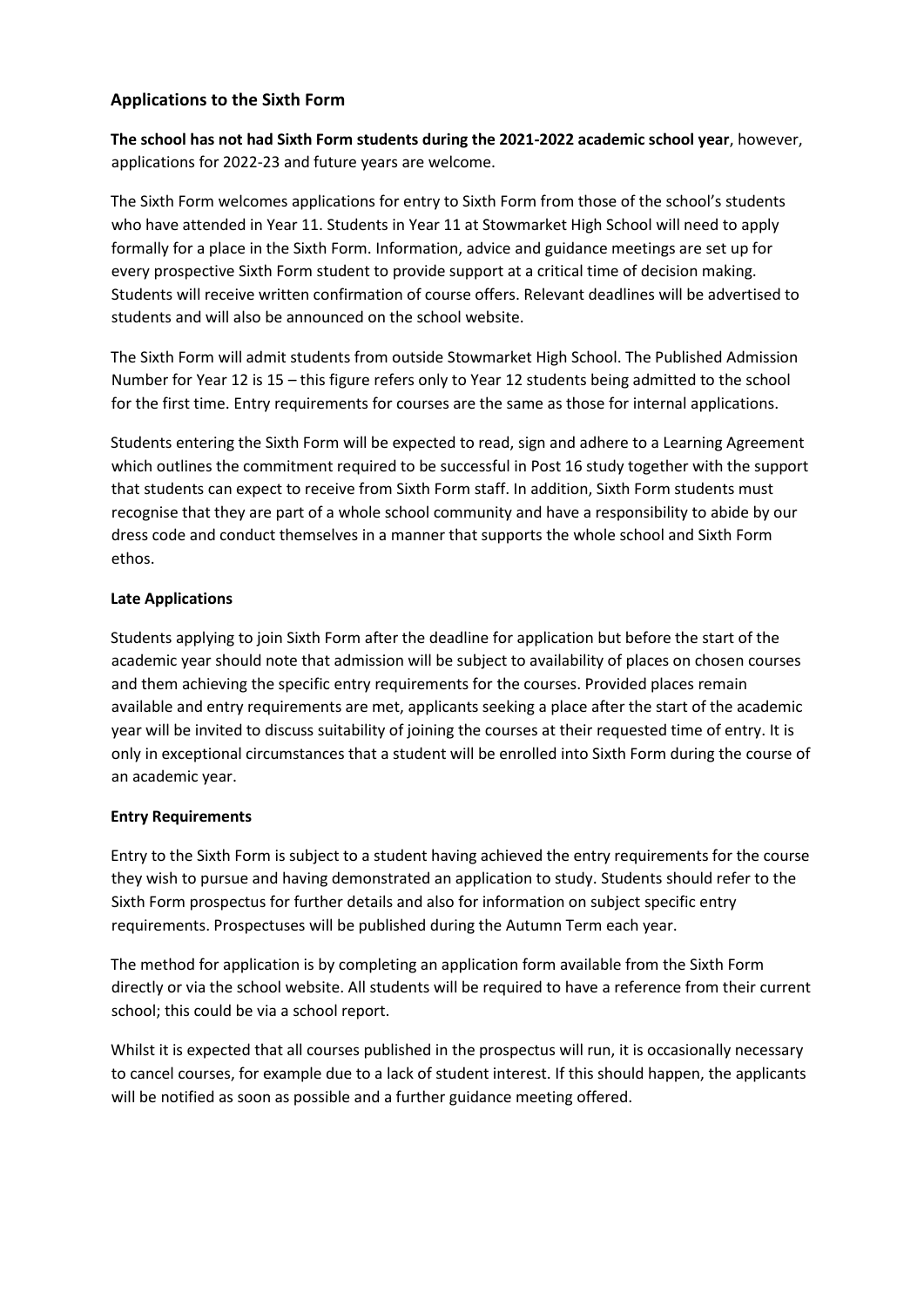## Applications to the Sixth Form

**The school has not had Sixth Form students during the 2021-2022 academic school year**, however, applications for 2022-23 and future years are welcome.

The Sixth Form welcomes applications for entry to Sixth Form from those of the school's students who have attended in Year 11. Students in Year 11 at Stowmarket High School will need to apply formally for a place in the Sixth Form. Information, advice and guidance meetings are set up for every prospective Sixth Form student to provide support at a critical time of decision making. Students will receive written confirmation of course offers. Relevant deadlines will be advertised to students and will also be announced on the school website.

The Sixth Form will admit students from outside Stowmarket High School. The Published Admission Number for Year 12 is 15 – this figure refers only to Year 12 students being admitted to the school for the first time. Entry requirements for courses are the same as those for internal applications.

Students entering the Sixth Form will be expected to read, sign and adhere to a Learning Agreement which outlines the commitment required to be successful in Post 16 study together with the support that students can expect to receive from Sixth Form staff. In addition, Sixth Form students must recognise that they are part of a whole school community and have a responsibility to abide by our dress code and conduct themselves in a manner that supports the whole school and Sixth Form ethos.

### Late Applications

Students applying to join Sixth Form after the deadline for application but before the start of the academic year should note that admission will be subject to availability of places on chosen courses and them achieving the specific entry requirements for the courses. Provided places remain available and entry requirements are met, applicants seeking a place after the start of the academic year will be invited to discuss suitability of joining the courses at their requested time of entry. It is only in exceptional circumstances that a student will be enrolled into Sixth Form during the course of an academic year.

### Entry Requirements

Entry to the Sixth Form is subject to a student having achieved the entry requirements for the course they wish to pursue and having demonstrated an application to study. Students should refer to the Sixth Form prospectus for further details and also for information on subject specific entry requirements. Prospectuses will be published during the Autumn Term each year.

The method for application is by completing an application form available from the Sixth Form directly or via the school website. All students will be required to have a reference from their current school; this could be via a school report.

Whilst it is expected that all courses published in the prospectus will run, it is occasionally necessary to cancel courses, for example due to a lack of student interest. If this should happen, the applicants will be notified as soon as possible and a further guidance meeting offered.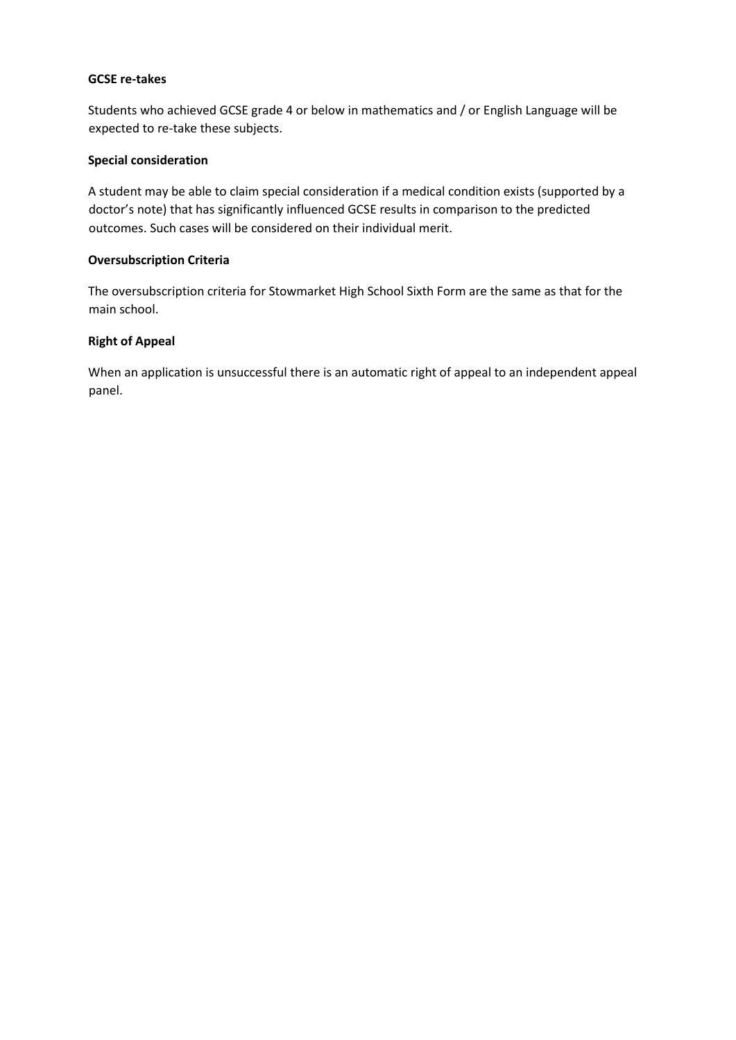**GCSE re-takes**

Students who achieved GCSE grade 4 or below in mathematics and / or English Language will be expected to re-take these subjects.

**Special consideration**

A student may be able to claim special consideration if a medical condition exists (supported by a doctor's note) that has significantly influenced GCSE results in comparison to the predicted outcomes. Such cases will be considered on their individual merit.

**Oversubscription Criteria**

The oversubscription criteria for Stowmarket High School Sixth Form are the same as that for the main school.

**Right of Appeal**

When an application is unsuccessful there is an automatic right of appeal to an independent appeal panel.